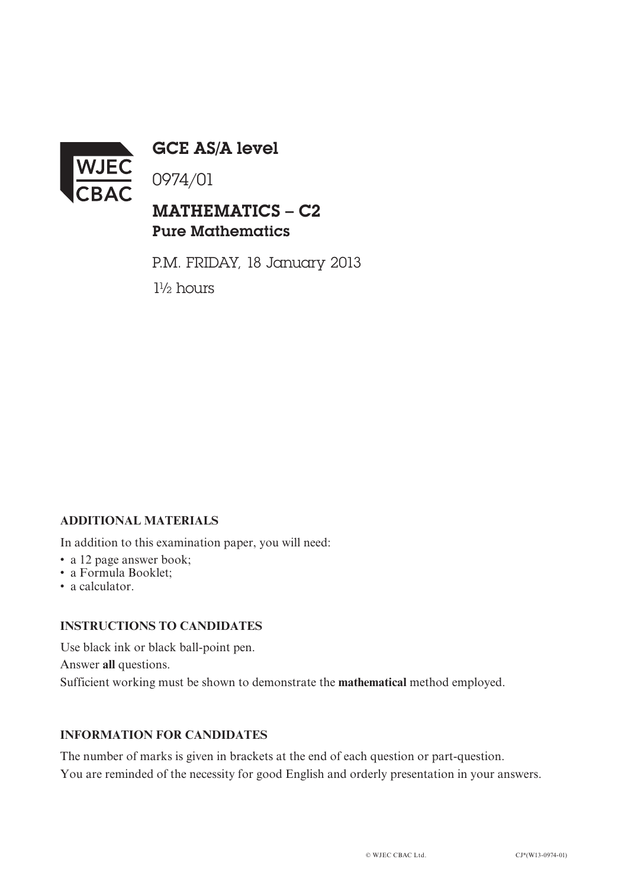WJEC CBAC

# GCE AS/A level

0974/01

## MATHEMATICS – C2
### Pure Mathematics

P.M. FRIDAY, 18 January 2013

1½ hours

**ADDITIONAL MATERIALS**

In addition to this examination paper, you will need:

- a 12 page answer book;
- a Formula Booklet;
- a calculator.

**INSTRUCTIONS TO CANDIDATES**

Use black ink or black ball-point pen.

Answer **all** questions.

Sufficient working must be shown to demonstrate the **mathematical** method employed.

**INFORMATION FOR CANDIDATES**

The number of marks is given in brackets at the end of each question or part-question.

You are reminded of the necessity for good English and orderly presentation in your answers.

© WJEC CBAC Ltd. CJ*(W13-0974-01)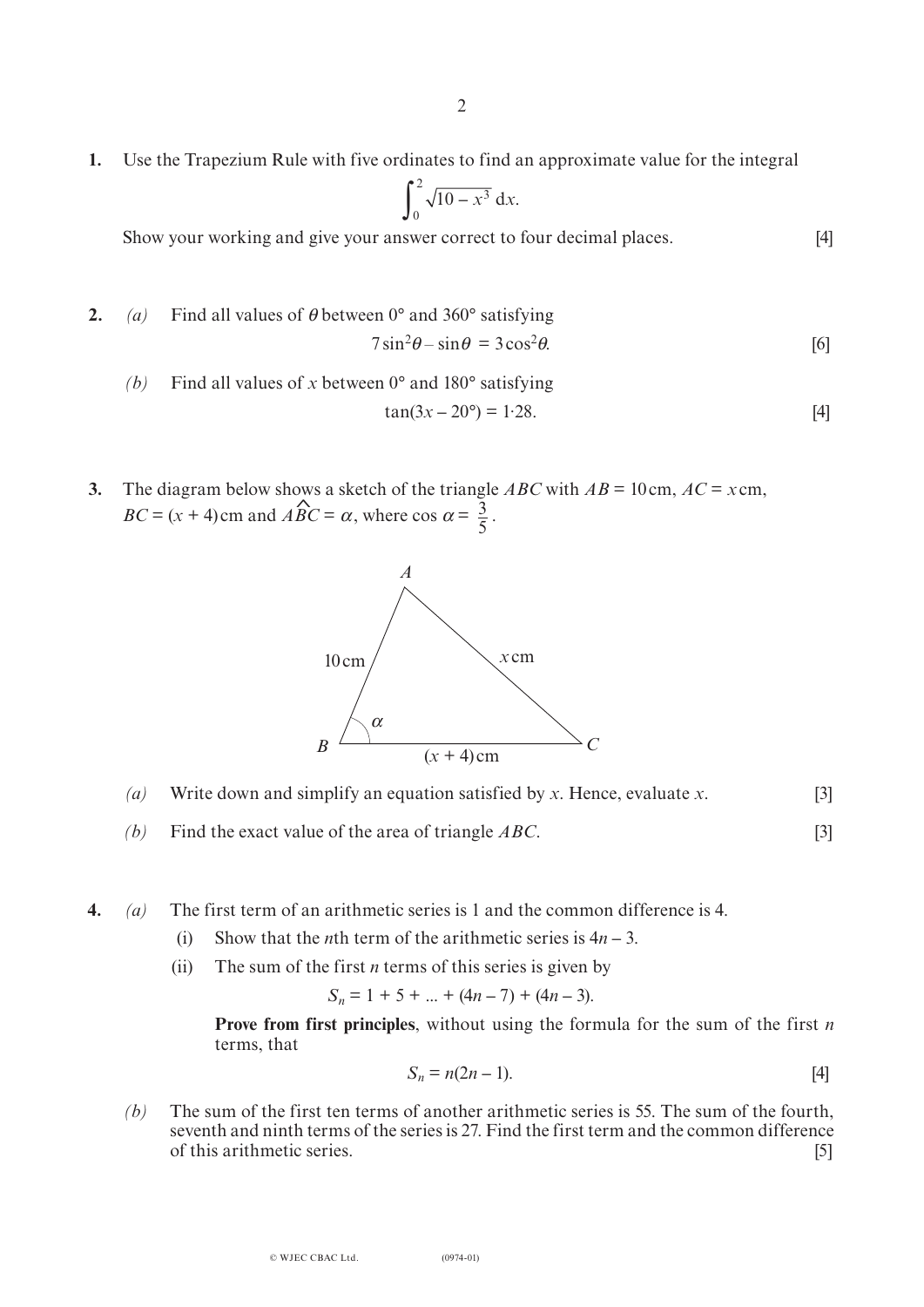**1.** Use the Trapezium Rule with five ordinates to find an approximate value for the integral

$$\int_0^2 \sqrt{10 - x^3}\, dx.$$

Show your working and give your answer correct to four decimal places. [4]

**2.** *(a)* Find all values of $\theta$ between 0° and 360° satisfying

$$7\sin^2\theta - \sin\theta = 3\cos^2\theta.$$ [6]

*(b)* Find all values of $x$ between 0° and 180° satisfying

$$\tan(3x - 20°) = 1{\cdot}28.$$ [4]

**3.** The diagram below shows a sketch of the triangle $ABC$ with $AB = 10$ cm, $AC = x$ cm, $BC = (x + 4)$ cm and $A\hat{B}C = \alpha$, where $\cos\alpha = \frac{3}{5}$.

*(a)* Write down and simplify an equation satisfied by $x$. Hence, evaluate $x$. [3]

*(b)* Find the exact value of the area of triangle $ABC$. [3]

**4.** *(a)* The first term of an arithmetic series is 1 and the common difference is 4.

(i) Show that the $n$th term of the arithmetic series is $4n - 3$.

(ii) The sum of the first $n$ terms of this series is given by

$$S_n = 1 + 5 + ... + (4n - 7) + (4n - 3).$$

**Prove from first principles**, without using the formula for the sum of the first $n$ terms, that

$$S_n = n(2n - 1).$$ [4]

*(b)* The sum of the first ten terms of another arithmetic series is 55. The sum of the fourth, seventh and ninth terms of the series is 27. Find the first term and the common difference of this arithmetic series. [5]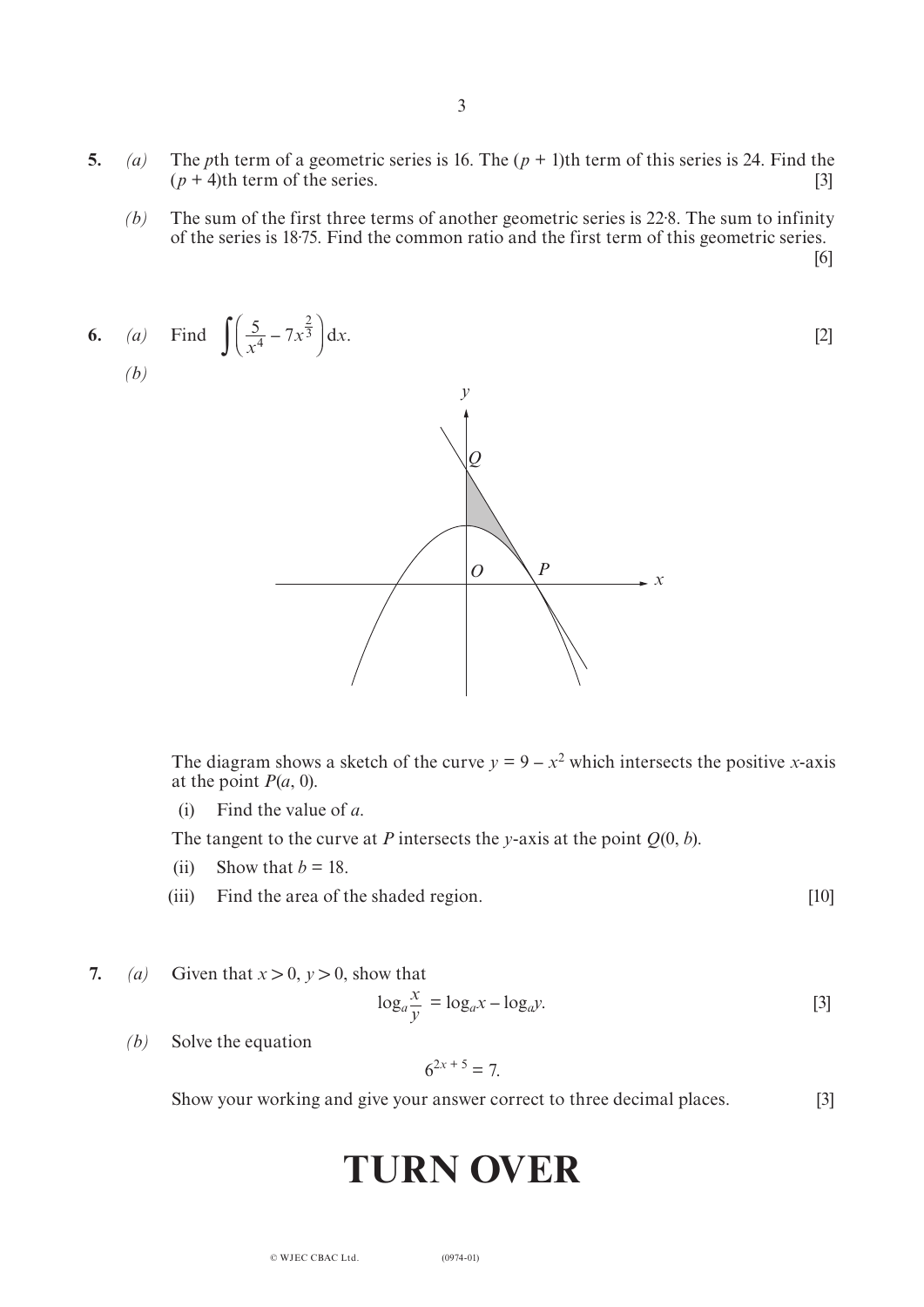**5.** *(a)* The $p$th term of a geometric series is 16. The $(p + 1)$th term of this series is 24. Find the $(p + 4)$th term of the series. [3]

*(b)* The sum of the first three terms of another geometric series is 22·8. The sum to infinity of the series is 18·75. Find the common ratio and the first term of this geometric series. [6]

**6.** *(a)* Find $\displaystyle\int\left(\frac{5}{x^4} - 7x^{\frac{2}{3}}\right)\mathrm{d}x$. [2]

*(b)*

The diagram shows a sketch of the curve $y = 9 - x^2$ which intersects the positive $x$-axis at the point $P(a, 0)$.

(i) Find the value of $a$.

The tangent to the curve at $P$ intersects the $y$-axis at the point $Q(0, b)$.

(ii) Show that $b = 18$.

(iii) Find the area of the shaded region. [10]

**7.** *(a)* Given that $x > 0$, $y > 0$, show that

$$\log_a \frac{x}{y} = \log_a x - \log_a y.$$ [3]

*(b)* Solve the equation

$$6^{2x+5} = 7.$$

Show your working and give your answer correct to three decimal places. [3]

# TURN OVER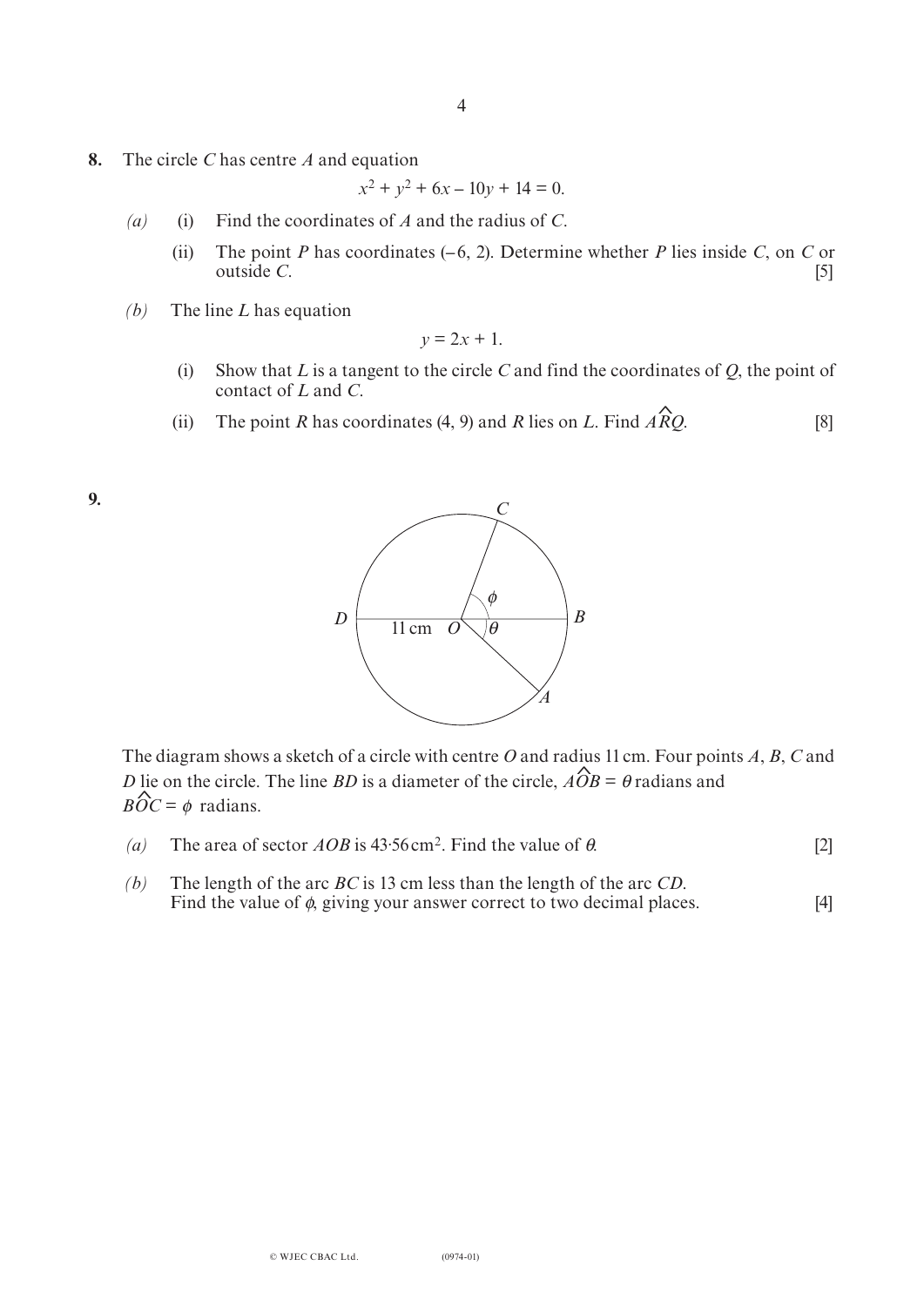**8.** The circle $C$ has centre $A$ and equation

$$x^2 + y^2 + 6x - 10y + 14 = 0.$$

*(a)* (i) Find the coordinates of $A$ and the radius of $C$.

(ii) The point $P$ has coordinates $(-6, 2)$. Determine whether $P$ lies inside $C$, on $C$ or outside $C$. [5]

*(b)* The line $L$ has equation

$$y = 2x + 1.$$

(i) Show that $L$ is a tangent to the circle $C$ and find the coordinates of $Q$, the point of contact of $L$ and $C$.

(ii) The point $R$ has coordinates $(4, 9)$ and $R$ lies on $L$. Find $A\hat{R}Q$. [8]

**9.**

C

$\phi$

D

11 cm

O

$\theta$

B

A

The diagram shows a sketch of a circle with centre $O$ and radius 11 cm. Four points $A$, $B$, $C$ and $D$ lie on the circle. The line $BD$ is a diameter of the circle, $A\hat{O}B = \theta$ radians and $B\hat{O}C = \phi$ radians.

*(a)* The area of sector $AOB$ is $43{\cdot}56\,\text{cm}^2$. Find the value of $\theta$. [2]

*(b)* The length of the arc $BC$ is 13 cm less than the length of the arc $CD$. Find the value of $\phi$, giving your answer correct to two decimal places. [4]